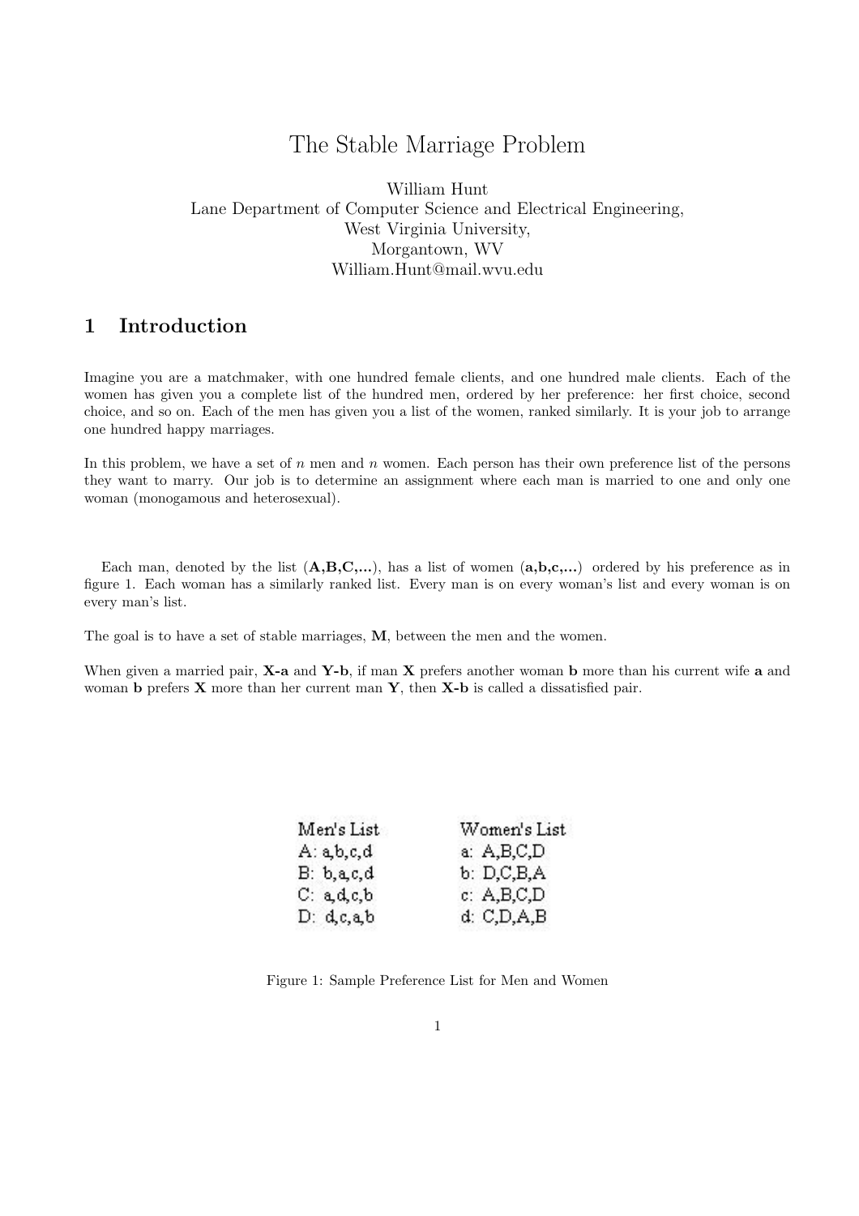# The Stable Marriage Problem

William Hunt
Lane Department of Computer Science and Electrical Engineering,
West Virginia University,
Morgantown, WV
William.Hunt@mail.wvu.edu

## 1 Introduction

Imagine you are a matchmaker, with one hundred female clients, and one hundred male clients. Each of the women has given you a complete list of the hundred men, ordered by her preference: her first choice, second choice, and so on. Each of the men has given you a list of the women, ranked similarly. It is your job to arrange one hundred happy marriages.

In this problem, we have a set of $n$ men and $n$ women. Each person has their own preference list of the persons they want to marry. Our job is to determine an assignment where each man is married to one and only one woman (monogamous and heterosexual).

Each man, denoted by the list (**A,B,C,...**), has a list of women (**a,b,c,...**) ordered by his preference as in figure 1. Each woman has a similarly ranked list. Every man is on every woman's list and every woman is on every man's list.

The goal is to have a set of stable marriages, **M**, between the men and the women.

When given a married pair, **X-a** and **Y-b**, if man **X** prefers another woman **b** more than his current wife **a** and woman **b** prefers **X** more than her current man **Y**, then **X-b** is called a dissatisfied pair.

| Men's List | Women's List |
|---|---|
| A: a,b,c,d | a: A,B,C,D |
| B: b,a,c,d | b: D,C,B,A |
| C: a,d,c,b | c: A,B,C,D |
| D: d,c,a,b | d: C,D,A,B |

Figure 1: Sample Preference List for Men and Women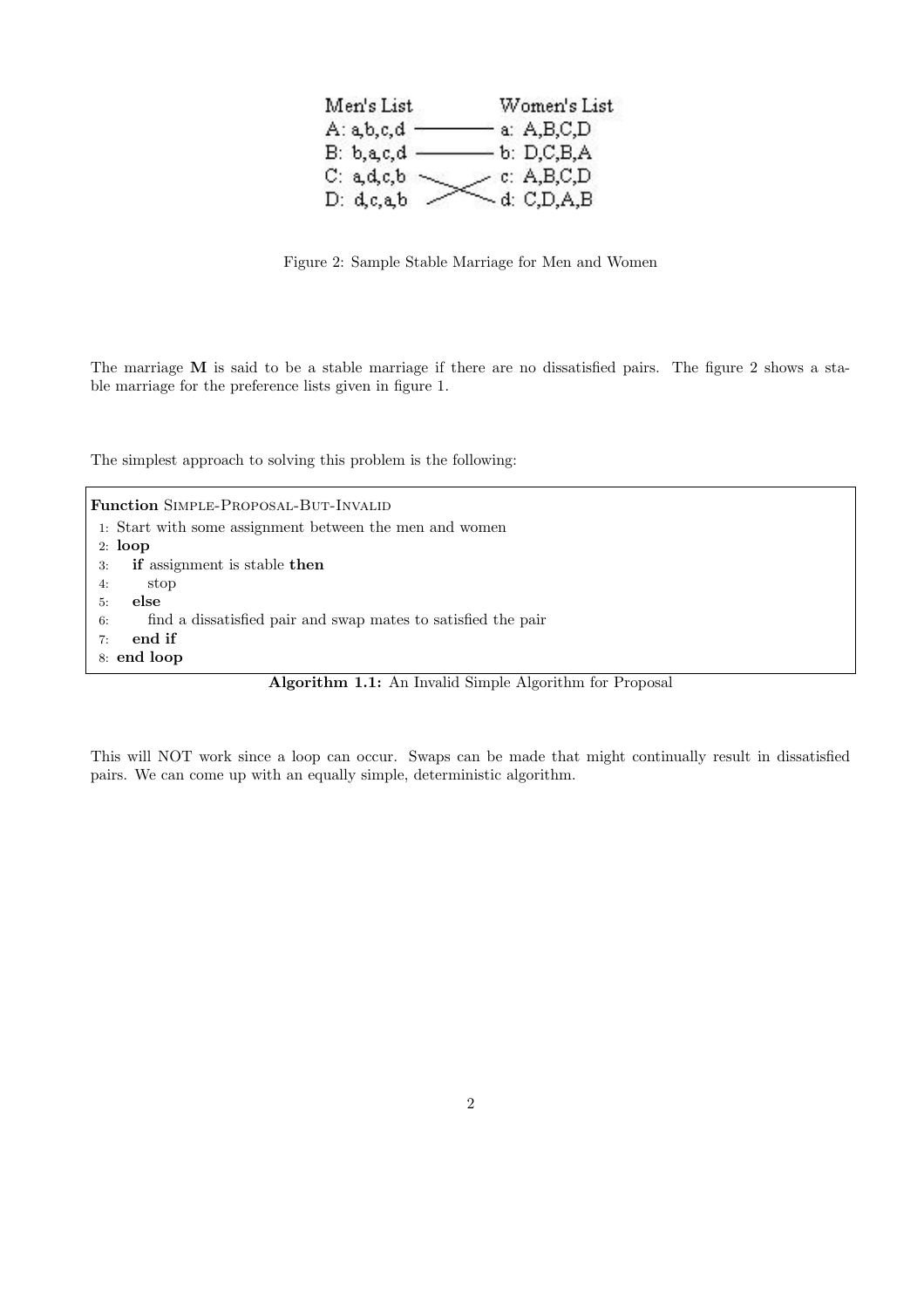| Men's List | Women's List |
| --- | --- |
| A: a,b,c,d | a: A,B,C,D |
| B: b,a,c,d | b: D,C,B,A |
| C: a,d,c,b | c: A,B,C,D |
| D: d,c,a,b | d: C,D,A,B |

Figure 2: Sample Stable Marriage for Men and Women

The marriage **M** is said to be a stable marriage if there are no dissatisfied pairs. The figure 2 shows a stable marriage for the preference lists given in figure 1.

The simplest approach to solving this problem is the following:

```
Function SIMPLE-PROPOSAL-BUT-INVALID
1: Start with some assignment between the men and women
2: loop
3:   if assignment is stable then
4:     stop
5:   else
6:     find a dissatisfied pair and swap mates to satisfied the pair
7:   end if
8: end loop
```

**Algorithm 1.1:** An Invalid Simple Algorithm for Proposal

This will NOT work since a loop can occur. Swaps can be made that might continually result in dissatisfied pairs. We can come up with an equally simple, deterministic algorithm.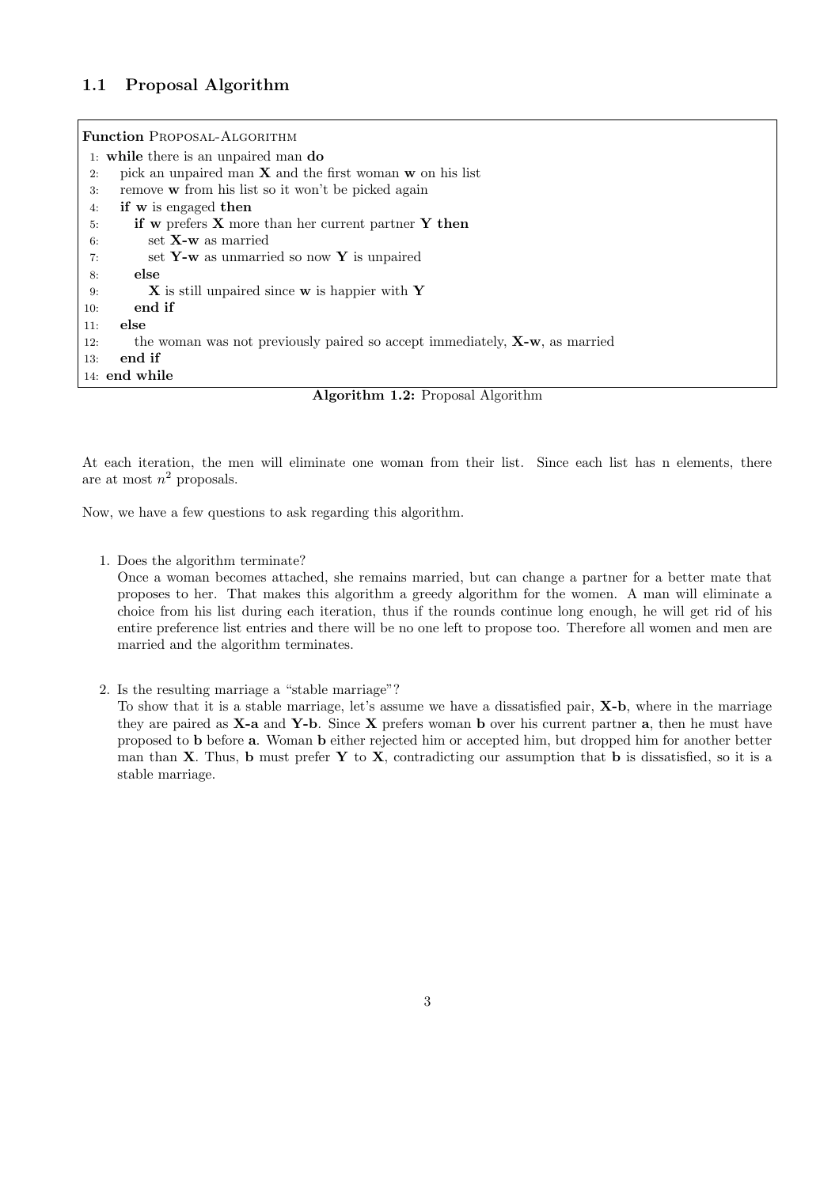### 1.1 Proposal Algorithm

```
Function PROPOSAL-ALGORITHM
 1: while there is an unpaired man do
 2:   pick an unpaired man X and the first woman w on his list
 3:   remove w from his list so it won't be picked again
 4:   if w is engaged then
 5:     if w prefers X more than her current partner Y then
 6:       set X-w as married
 7:       set Y-w as unmarried so now Y is unpaired
 8:     else
 9:       X is still unpaired since w is happier with Y
10:     end if
11:   else
12:     the woman was not previously paired so accept immediately, X-w, as married
13:   end if
14: end while
```

**Algorithm 1.2:** Proposal Algorithm

At each iteration, the men will eliminate one woman from their list. Since each list has n elements, there are at most $n^2$ proposals.

Now, we have a few questions to ask regarding this algorithm.

1. Does the algorithm terminate?
   Once a woman becomes attached, she remains married, but can change a partner for a better mate that proposes to her. That makes this algorithm a greedy algorithm for the women. A man will eliminate a choice from his list during each iteration, thus if the rounds continue long enough, he will get rid of his entire preference list entries and there will be no one left to propose too. Therefore all women and men are married and the algorithm terminates.

2. Is the resulting marriage a "stable marriage"?
   To show that it is a stable marriage, let's assume we have a dissatisfied pair, **X-b**, where in the marriage they are paired as **X-a** and **Y-b**. Since **X** prefers woman **b** over his current partner **a**, then he must have proposed to **b** before **a**. Woman **b** either rejected him or accepted him, but dropped him for another better man than **X**. Thus, **b** must prefer **Y** to **X**, contradicting our assumption that **b** is dissatisfied, so it is a stable marriage.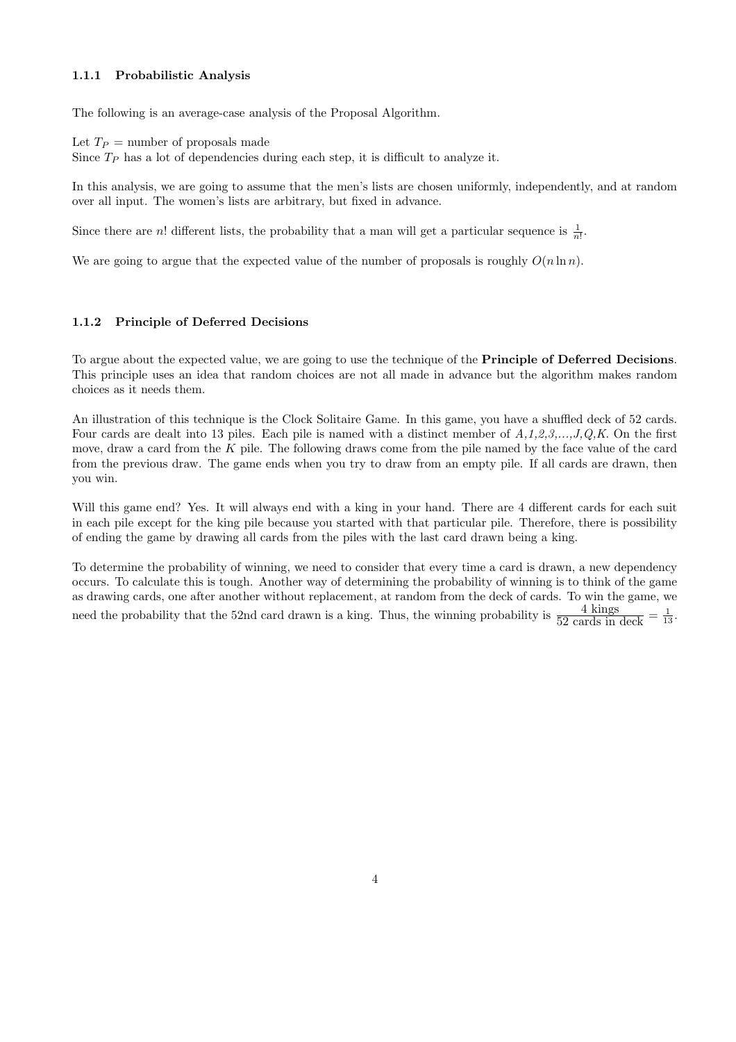### 1.1.1 Probabilistic Analysis

The following is an average-case analysis of the Proposal Algorithm.

Let $T_P$ = number of proposals made
Since $T_P$ has a lot of dependencies during each step, it is difficult to analyze it.

In this analysis, we are going to assume that the men's lists are chosen uniformly, independently, and at random over all input. The women's lists are arbitrary, but fixed in advance.

Since there are $n!$ different lists, the probability that a man will get a particular sequence is $\frac{1}{n!}$.

We are going to argue that the expected value of the number of proposals is roughly $O(n \ln n)$.

### 1.1.2 Principle of Deferred Decisions

To argue about the expected value, we are going to use the technique of the **Principle of Deferred Decisions**. This principle uses an idea that random choices are not all made in advance but the algorithm makes random choices as it needs them.

An illustration of this technique is the Clock Solitaire Game. In this game, you have a shuffled deck of 52 cards. Four cards are dealt into 13 piles. Each pile is named with a distinct member of *A,1,2,3,...,J,Q,K*. On the first move, draw a card from the *K* pile. The following draws come from the pile named by the face value of the card from the previous draw. The game ends when you try to draw from an empty pile. If all cards are drawn, then you win.

Will this game end? Yes. It will always end with a king in your hand. There are 4 different cards for each suit in each pile except for the king pile because you started with that particular pile. Therefore, there is possibility of ending the game by drawing all cards from the piles with the last card drawn being a king.

To determine the probability of winning, we need to consider that every time a card is drawn, a new dependency occurs. To calculate this is tough. Another way of determining the probability of winning is to think of the game as drawing cards, one after another without replacement, at random from the deck of cards. To win the game, we need the probability that the 52nd card drawn is a king. Thus, the winning probability is $\frac{4 \text{ kings}}{52 \text{ cards in deck}} = \frac{1}{13}$.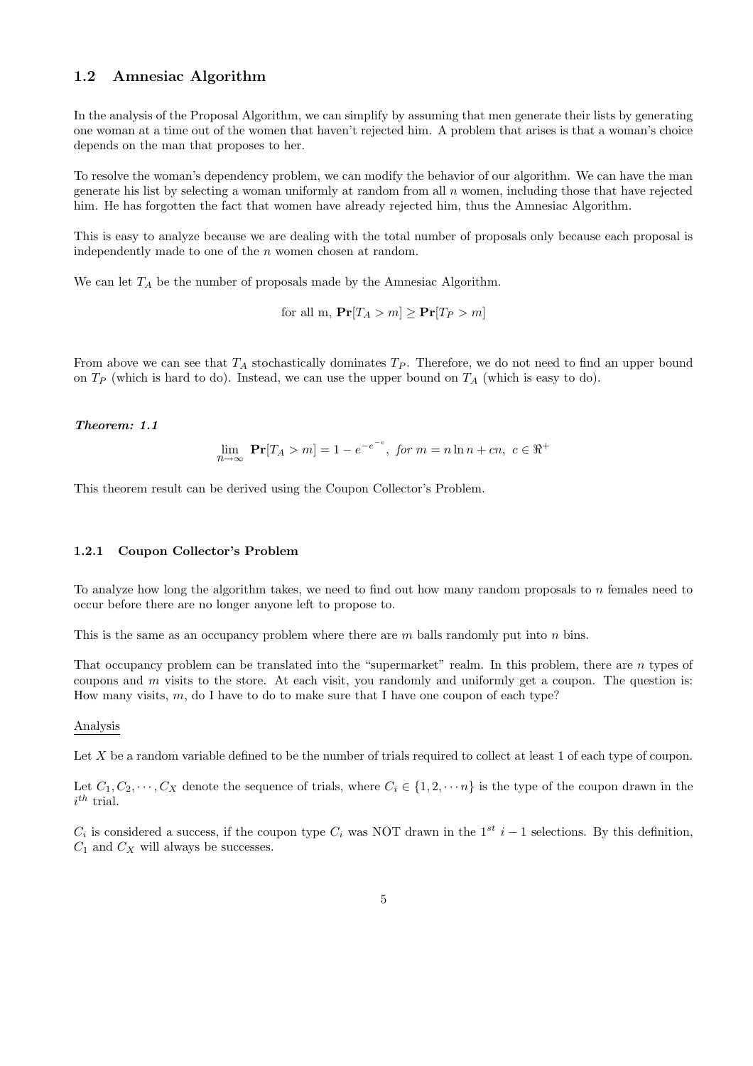## 1.2 Amnesiac Algorithm

In the analysis of the Proposal Algorithm, we can simplify by assuming that men generate their lists by generating one woman at a time out of the women that haven't rejected him. A problem that arises is that a woman's choice depends on the man that proposes to her.

To resolve the woman's dependency problem, we can modify the behavior of our algorithm. We can have the man generate his list by selecting a woman uniformly at random from all $n$ women, including those that have rejected him. He has forgotten the fact that women have already rejected him, thus the Amnesiac Algorithm.

This is easy to analyze because we are dealing with the total number of proposals only because each proposal is independently made to one of the $n$ women chosen at random.

We can let $T_A$ be the number of proposals made by the Amnesiac Algorithm.

$$\text{for all m, } \mathbf{Pr}[T_A > m] \geq \mathbf{Pr}[T_P > m]$$

From above we can see that $T_A$ stochastically dominates $T_P$. Therefore, we do not need to find an upper bound on $T_P$ (which is hard to do). Instead, we can use the upper bound on $T_A$ (which is easy to do).

***Theorem: 1.1***

$$\lim_{n\to\infty} \mathbf{Pr}[T_A > m] = 1 - e^{-e^{-c}}, \textit{ for } m = n \ln n + cn, \; c \in \Re^+$$

This theorem result can be derived using the Coupon Collector's Problem.

### 1.2.1 Coupon Collector's Problem

To analyze how long the algorithm takes, we need to find out how many random proposals to $n$ females need to occur before there are no longer anyone left to propose to.

This is the same as an occupancy problem where there are $m$ balls randomly put into $n$ bins.

That occupancy problem can be translated into the "supermarket" realm. In this problem, there are $n$ types of coupons and $m$ visits to the store. At each visit, you randomly and uniformly get a coupon. The question is: How many visits, $m$, do I have to do to make sure that I have one coupon of each type?

Analysis

Let $X$ be a random variable defined to be the number of trials required to collect at least 1 of each type of coupon.

Let $C_1, C_2, \cdots, C_X$ denote the sequence of trials, where $C_i \in \{1, 2, \cdots n\}$ is the type of the coupon drawn in the $i^{th}$ trial.

$C_i$ is considered a success, if the coupon type $C_i$ was NOT drawn in the $1^{st}$ $i-1$ selections. By this definition, $C_1$ and $C_X$ will always be successes.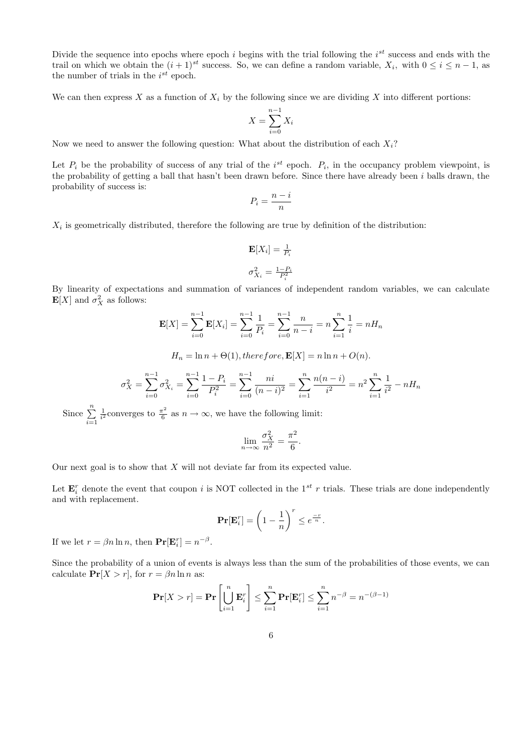Divide the sequence into epochs where epoch $i$ begins with the trial following the $i^{st}$ success and ends with the trail on which we obtain the $(i+1)^{st}$ success. So, we can define a random variable, $X_i$, with $0 \le i \le n-1$, as the number of trials in the $i^{st}$ epoch.

We can then express $X$ as a function of $X_i$ by the following since we are dividing $X$ into different portions:

$$X = \sum_{i=0}^{n-1} X_i$$

Now we need to answer the following question: What about the distribution of each $X_i$?

Let $P_i$ be the probability of success of any trial of the $i^{st}$ epoch. $P_i$, in the occupancy problem viewpoint, is the probability of getting a ball that hasn't been drawn before. Since there have already been $i$ balls drawn, the probability of success is:

$$P_i = \frac{n-i}{n}$$

$X_i$ is geometrically distributed, therefore the following are true by definition of the distribution:

$$\mathbf{E}[X_i] = \tfrac{1}{P_i}$$

$$\sigma^2_{X_i} = \tfrac{1-P_i}{P_i^2}$$

By linearity of expectations and summation of variances of independent random variables, we can calculate $\mathbf{E}[X]$ and $\sigma^2_X$ as follows:

$$\mathbf{E}[X] = \sum_{i=0}^{n-1} \mathbf{E}[X_i] = \sum_{i=0}^{n-1} \frac{1}{P_i} = \sum_{i=0}^{n-1} \frac{n}{n-i} = n \sum_{i=1}^{n} \frac{1}{i} = nH_n$$

$$H_n = \ln n + \Theta(1), therefore, \mathbf{E}[X] = n \ln n + O(n).$$

$$\sigma^2_X = \sum_{i=0}^{n-1} \sigma^2_{X_i} = \sum_{i=0}^{n-1} \frac{1-P_i}{P_i^2} = \sum_{i=0}^{n-1} \frac{ni}{(n-i)^2} = \sum_{i=1}^{n} \frac{n(n-i)}{i^2} = n^2 \sum_{i=1}^{n} \frac{1}{i^2} - nH_n$$

Since $\sum\limits_{i=1}^{n} \frac{1}{i^2}$ converges to $\frac{\pi^2}{6}$ as $n \to \infty$, we have the following limit:

$$\lim_{n\to\infty} \frac{\sigma^2_X}{n^2} = \frac{\pi^2}{6}.$$

Our next goal is to show that $X$ will not deviate far from its expected value.

Let $\mathbf{E}_i^r$ denote the event that coupon $i$ is NOT collected in the $1^{st}$ $r$ trials. These trials are done independently and with replacement.

$$\mathbf{Pr}[\mathbf{E}_i^r] = \left(1 - \frac{1}{n}\right)^r \le e^{\frac{-r}{n}}.$$

If we let $r = \beta n \ln n$, then $\mathbf{Pr}[\mathbf{E}_i^r] = n^{-\beta}$.

Since the probability of a union of events is always less than the sum of the probabilities of those events, we can calculate $\mathbf{Pr}[X > r]$, for $r = \beta n \ln n$ as:

$$\mathbf{Pr}[X > r] = \mathbf{Pr}\left[\bigcup_{i=1}^{n} \mathbf{E}_i^r\right] \le \sum_{i=1}^{n} \mathbf{Pr}[\mathbf{E}_i^r] \le \sum_{i=1}^{n} n^{-\beta} = n^{-(\beta-1)}$$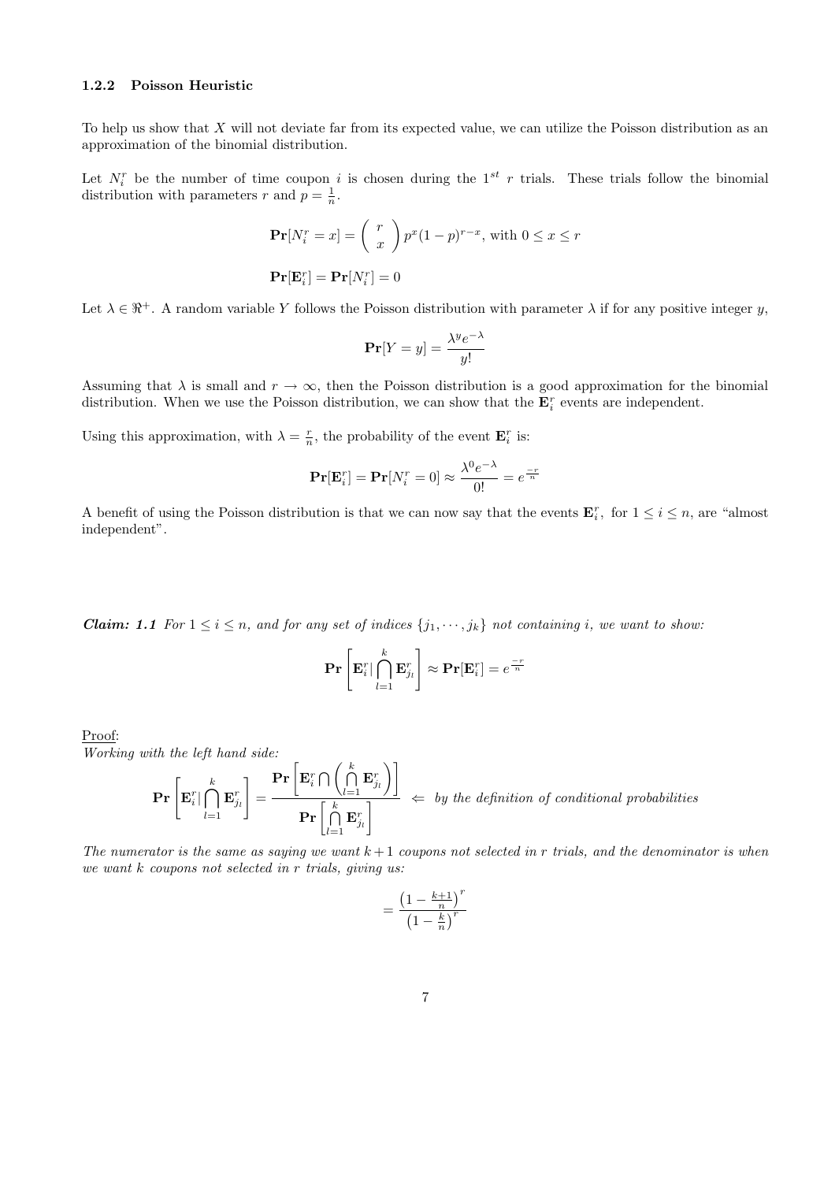### 1.2.2 Poisson Heuristic

To help us show that $X$ will not deviate far from its expected value, we can utilize the Poisson distribution as an approximation of the binomial distribution.

Let $N_i^r$ be the number of time coupon $i$ is chosen during the $1^{st}$ $r$ trials. These trials follow the binomial distribution with parameters $r$ and $p = \frac{1}{n}$.

$$\mathbf{Pr}[N_i^r = x] = \begin{pmatrix} r \\ x \end{pmatrix} p^x(1-p)^{r-x}, \text{ with } 0 \leq x \leq r$$

$$\mathbf{Pr}[\mathbf{E}_i^r] = \mathbf{Pr}[N_i^r] = 0$$

Let $\lambda \in \Re^+$. A random variable $Y$ follows the Poisson distribution with parameter $\lambda$ if for any positive integer $y$,

$$\mathbf{Pr}[Y = y] = \frac{\lambda^y e^{-\lambda}}{y!}$$

Assuming that $\lambda$ is small and $r \to \infty$, then the Poisson distribution is a good approximation for the binomial distribution. When we use the Poisson distribution, we can show that the $\mathbf{E}_i^r$ events are independent.

Using this approximation, with $\lambda = \frac{r}{n}$, the probability of the event $\mathbf{E}_i^r$ is:

$$\mathbf{Pr}[\mathbf{E}_i^r] = \mathbf{Pr}[N_i^r = 0] \approx \frac{\lambda^0 e^{-\lambda}}{0!} = e^{\frac{-r}{n}}$$

A benefit of using the Poisson distribution is that we can now say that the events $\mathbf{E}_i^r$, for $1 \leq i \leq n$, are "almost independent".

***Claim: 1.1*** *For $1 \leq i \leq n$, and for any set of indices $\{j_1, \cdots, j_k\}$ not containing $i$, we want to show:*

$$\mathbf{Pr}\left[\mathbf{E}_i^r | \bigcap_{l=1}^{k} \mathbf{E}_{j_l}^r\right] \approx \mathbf{Pr}[\mathbf{E}_i^r] = e^{\frac{-r}{n}}$$

Proof:
*Working with the left hand side:*

$$\mathbf{Pr}\left[\mathbf{E}_i^r | \bigcap_{l=1}^{k} \mathbf{E}_{j_l}^r\right] = \frac{\mathbf{Pr}\left[\mathbf{E}_i^r \bigcap \left(\bigcap_{l=1}^{k} \mathbf{E}_{j_l}^r\right)\right]}{\mathbf{Pr}\left[\bigcap_{l=1}^{k} \mathbf{E}_{j_l}^r\right]} \quad \Leftarrow \textit{ by the definition of conditional probabilities}$$

*The numerator is the same as saying we want $k+1$ coupons not selected in $r$ trials, and the denominator is when we want $k$ coupons not selected in $r$ trials, giving us:*

$$= \frac{\left(1 - \frac{k+1}{n}\right)^r}{\left(1 - \frac{k}{n}\right)^r}$$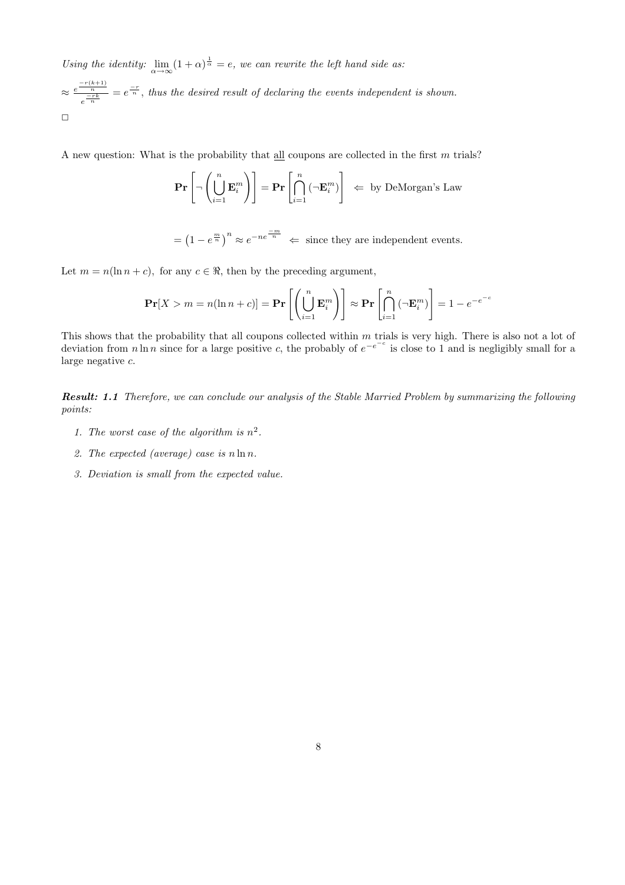*Using the identity:* $\lim_{\alpha \to \infty} (1+\alpha)^{\frac{1}{\alpha}} = e$, *we can rewrite the left hand side as:*

$\approx \frac{e^{\frac{-r(k+1)}{n}}}{e^{\frac{-rk}{n}}} = e^{\frac{-r}{n}}$, *thus the desired result of declaring the events independent is shown.*

□

A new question: What is the probability that <u>all</u> coupons are collected in the first $m$ trials?

$$\mathbf{Pr}\left[\neg\left(\bigcup_{i=1}^{n} \mathbf{E}_i^m\right)\right] = \mathbf{Pr}\left[\bigcap_{i=1}^{n} (\neg \mathbf{E}_i^m)\right] \Leftarrow \text{ by DeMorgan's Law}$$

$$= \left(1 - e^{\frac{m}{n}}\right)^n \approx e^{-ne^{\frac{-m}{n}}} \Leftarrow \text{ since they are independent events.}$$

Let $m = n(\ln n + c)$, for any $c \in \Re$, then by the preceding argument,

$$\mathbf{Pr}[X > m = n(\ln n + c)] = \mathbf{Pr}\left[\left(\bigcup_{i=1}^{n} \mathbf{E}_i^m\right)\right] \approx \mathbf{Pr}\left[\bigcap_{i=1}^{n} (\neg \mathbf{E}_i^m)\right] = 1 - e^{-e^{-c}}$$

This shows that the probability that all coupons collected within $m$ trials is very high. There is also not a lot of deviation from $n \ln n$ since for a large positive $c$, the probably of $e^{-e^{-c}}$ is close to 1 and is negligibly small for a large negative $c$.

***Result: 1.1*** *Therefore, we can conclude our analysis of the Stable Married Problem by summarizing the following points:*

1. *The worst case of the algorithm is* $n^2$.
2. *The expected (average) case is* $n \ln n$.
3. *Deviation is small from the expected value.*